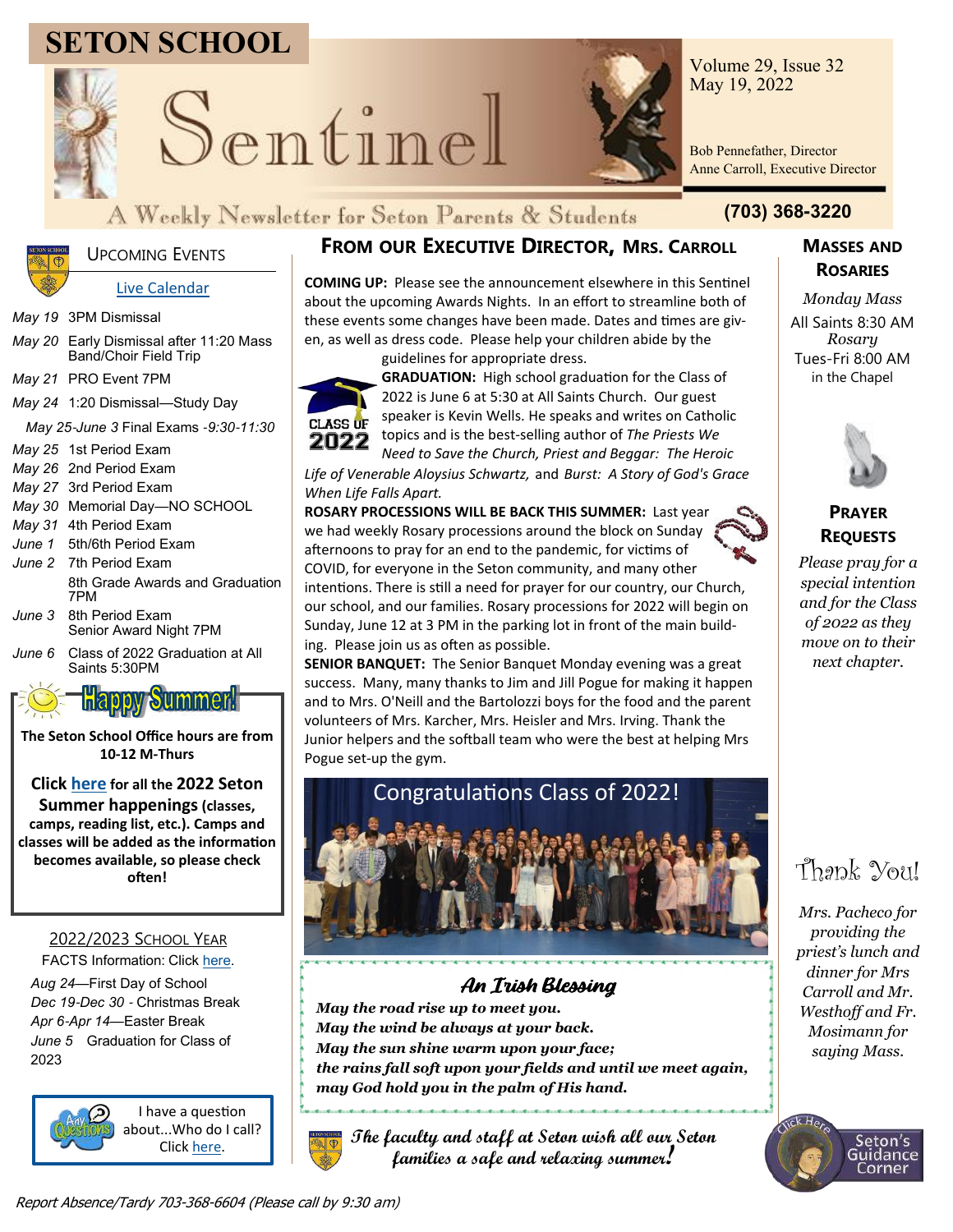# SETON SCHOOL Sentinel

A Weekly Newsletter for Seton Parents & Students

Volume 29, Issue 32
May 19, 2022

Bob Pennefather, Director
Anne Carroll, Executive Director

(703) 368-3220

## Upcoming Events

Live Calendar

- *May 19* 3PM Dismissal
- *May 20* Early Dismissal after 11:20 Mass Band/Choir Field Trip
- *May 21* PRO Event 7PM
- *May 24* 1:20 Dismissal—Study Day

*May 25-June 3* Final Exams -*9:30-11:30*

- *May 25* 1st Period Exam
- *May 26* 2nd Period Exam
- *May 27* 3rd Period Exam
- *May 30* Memorial Day—NO SCHOOL
- *May 31* 4th Period Exam
- *June 1* 5th/6th Period Exam
- *June 2* 7th Period Exam
  8th Grade Awards and Graduation 7PM
- *June 3* 8th Period Exam
  Senior Award Night 7PM
- *June 6* Class of 2022 Graduation at All Saints 5:30PM

Happy Summer!

**The Seton School Office hours are from 10-12 M-Thurs**

**Click here for all the 2022 Seton Summer happenings (classes, camps, reading list, etc.). Camps and classes will be added as the information becomes available, so please check often!**

### 2022/2023 School Year

FACTS Information: Click here.

- *Aug 24*—First Day of School
- *Dec 19-Dec 30* - Christmas Break
- *Apr 6-Apr 14*—Easter Break
- *June 5* Graduation for Class of 2023

I have a question about...Who do I call? Click here.

## From our Executive Director, Mrs. Carroll

**COMING UP:** Please see the announcement elsewhere in this Sentinel about the upcoming Awards Nights. In an effort to streamline both of these events some changes have been made. Dates and times are given, as well as dress code. Please help your children abide by the guidelines for appropriate dress.

**GRADUATION:** High school graduation for the Class of 2022 is June 6 at 5:30 at All Saints Church. Our guest speaker is Kevin Wells. He speaks and writes on Catholic topics and is the best-selling author of *The Priests We Need to Save the Church, Priest and Beggar: The Heroic Life of Venerable Aloysius Schwartz,* and *Burst: A Story of God's Grace When Life Falls Apart.*

**ROSARY PROCESSIONS WILL BE BACK THIS SUMMER:** Last year we had weekly Rosary processions around the block on Sunday afternoons to pray for an end to the pandemic, for victims of COVID, for everyone in the Seton community, and many other intentions. There is still a need for prayer for our country, our Church, our school, and our families. Rosary processions for 2022 will begin on Sunday, June 12 at 3 PM in the parking lot in front of the main building. Please join us as often as possible.

**SENIOR BANQUET:** The Senior Banquet Monday evening was a great success. Many, many thanks to Jim and Jill Pogue for making it happen and to Mrs. O'Neill and the Bartolozzi boys for the food and the parent volunteers of Mrs. Karcher, Mrs. Heisler and Mrs. Irving. Thank the Junior helpers and the softball team who were the best at helping Mrs Pogue set-up the gym.

Congratulations Class of 2022!

### An Irish Blessing

***May the road rise up to meet you.***
***May the wind be always at your back.***
***May the sun shine warm upon your face;***
***the rains fall soft upon your fields and until we meet again,***
***may God hold you in the palm of His hand.***

*The faculty and staff at Seton wish all our Seton families a safe and relaxing summer!*

## Masses and Rosaries

*Monday Mass*
All Saints 8:30 AM
*Rosary*
Tues-Fri 8:00 AM
in the Chapel

## Prayer Requests

*Please pray for a special intention and for the Class of 2022 as they move on to their next chapter.*

## Thank You!

*Mrs. Pacheco for providing the priest's lunch and dinner for Mrs Carroll and Mr. Westhoff and Fr. Mosimann for saying Mass.*

Click Here — Seton's Guidance Corner

Report Absence/Tardy 703-368-6604 (Please call by 9:30 am)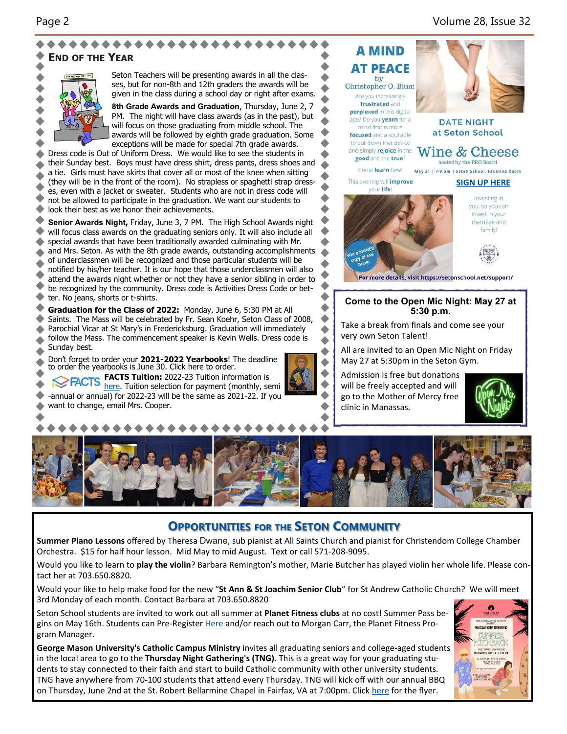## End of the Year

Seton Teachers will be presenting awards in all the classes, but for non-8th and 12th graders the awards will be given in the class during a school day or right after exams.

**8th Grade Awards and Graduation**, Thursday, June 2, 7 PM. The night will have class awards (as in the past), but will focus on those graduating from middle school. The awards will be followed by eighth grade graduation. Some exceptions will be made for special 7th grade awards. Dress code is Out of Uniform Dress. We would like to see the students in their Sunday best. Boys must have dress shirt, dress pants, dress shoes and a tie. Girls must have skirts that cover all or most of the knee when sitting (they will be in the front of the room). No strapless or spaghetti strap dresses, even with a jacket or sweater. Students who are not in dress code will not be allowed to participate in the graduation. We want our students to look their best as we honor their achievements.

**Senior Awards Night,** Friday, June 3, 7 PM. The High School Awards night will focus class awards on the graduating seniors only. It will also include all special awards that have been traditionally awarded culminating with Mr. and Mrs. Seton. As with the 8th grade awards, outstanding accomplishments of underclassmen will be recognized and those particular students will be notified by his/her teacher. It is our hope that those underclassmen will also attend the awards night whether or not they have a senior sibling in order to be recognized by the community. Dress code is Activities Dress Code or better. No jeans, shorts or t-shirts.

**Graduation for the Class of 2022:** Monday, June 6, 5:30 PM at All Saints. The Mass will be celebrated by Fr. Sean Koehr, Seton Class of 2008, Parochial Vicar at St Mary's in Fredericksburg. Graduation will immediately follow the Mass. The commencement speaker is Kevin Wells. Dress code is Sunday best.

Don't forget to order your **2021-2022 Yearbooks**! The deadline to order the yearbooks is June 30. Click here to order.

**FACTS Tuition:** 2022-23 Tuition information is here. Tuition selection for payment (monthly, semi-annual or annual) for 2022-23 will be the same as 2021-22. If you want to change, email Mrs. Cooper.

## A Mind at Peace

by Christopher O. Blum

Are you increasingly **frustrated** and **perplexed** in this digital age? Do you **yearn** for a mind that is more **focused** and a soul able to put down that device and simply **rejoice** in the **good** and the **true**?

Come **learn** how!

This evening will **improve** your **life**!

**DATE NIGHT at Seton School**

**Wine & Cheese**

hosted by the PRO Board

May 21 | 7-9 pm | Seton School, Faustina Room

**SIGN UP HERE**

Investing in you, so you can invest in your marriage and family!

Win a SIGNED copy of the book!

For more details, visit https://setonschool.net/support/

## Come to the Open Mic Night: May 27 at 5:30 p.m.

Take a break from finals and come see your very own Seton Talent!

All are invited to an Open Mic Night on Friday May 27 at 5:30pm in the Seton Gym.

Admission is free but donations will be freely accepted and will go to the Mother of Mercy free clinic in Manassas.

## Opportunities for the Seton Community

**Summer Piano Lessons** offered by Theresa Dwane, sub pianist at All Saints Church and pianist for Christendom College Chamber Orchestra. $15 for half hour lesson. Mid May to mid August. Text or call 571-208-9095.

Would you like to learn to **play the violin**? Barbara Remington's mother, Marie Butcher has played violin her whole life. Please contact her at 703.650.8820.

Would your like to help make food for the new "**St Ann & St Joachim Senior Club**" for St Andrew Catholic Church? We will meet 3rd Monday of each month. Contact Barbara at 703.650.8820

Seton School students are invited to work out all summer at **Planet Fitness clubs** at no cost! Summer Pass begins on May 16th. Students can Pre-Register Here and/or reach out to Morgan Carr, the Planet Fitness Program Manager.

**George Mason University's Catholic Campus Ministry** invites all graduating seniors and college-aged students in the local area to go to the **Thursday Night Gathering's (TNG).** This is a great way for your graduating students to stay connected to their faith and start to build Catholic community with other university students. TNG have anywhere from 70-100 students that attend every Thursday. TNG will kick off with our annual BBQ on Thursday, June 2nd at the St. Robert Bellarmine Chapel in Fairfax, VA at 7:00pm. Click here for the flyer.